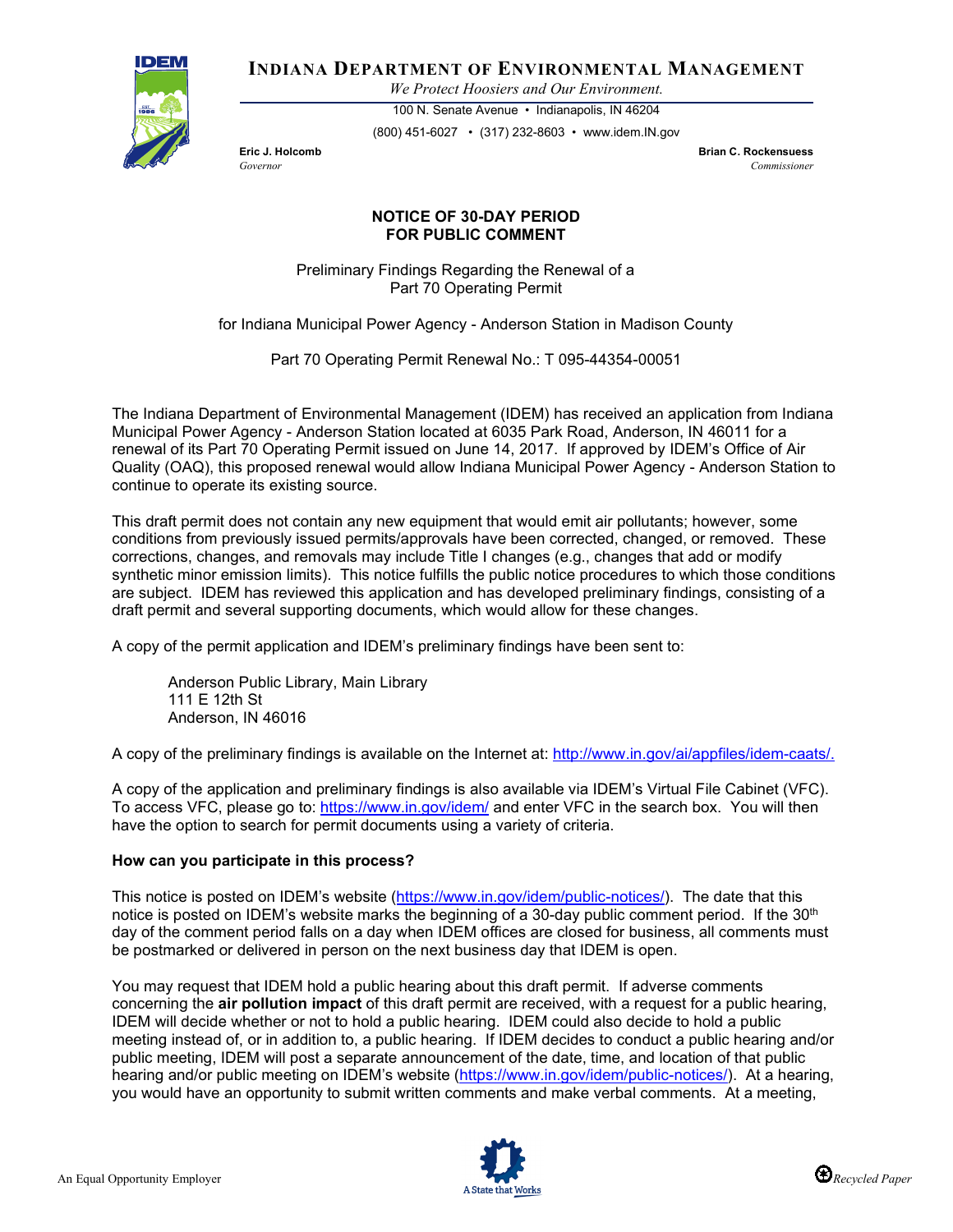# INDIANA DEPARTMENT OF ENVIRONMENTAL MANAGEMENT

*We Protect Hoosiers and Our Environment.*

100 N. Senate Avenue • Indianapolis, IN 46204

(800) 451-6027 • (317) 232-8603 • www.idem.IN.gov

**Eric J. Holcomb**
*Governor*

**Brian C. Rockensuess**
*Commissioner*

## NOTICE OF 30-DAY PERIOD FOR PUBLIC COMMENT

Preliminary Findings Regarding the Renewal of a Part 70 Operating Permit

for Indiana Municipal Power Agency - Anderson Station in Madison County

Part 70 Operating Permit Renewal No.: T 095-44354-00051

The Indiana Department of Environmental Management (IDEM) has received an application from Indiana Municipal Power Agency - Anderson Station located at 6035 Park Road, Anderson, IN 46011 for a renewal of its Part 70 Operating Permit issued on June 14, 2017. If approved by IDEM's Office of Air Quality (OAQ), this proposed renewal would allow Indiana Municipal Power Agency - Anderson Station to continue to operate its existing source.

This draft permit does not contain any new equipment that would emit air pollutants; however, some conditions from previously issued permits/approvals have been corrected, changed, or removed. These corrections, changes, and removals may include Title I changes (e.g., changes that add or modify synthetic minor emission limits). This notice fulfills the public notice procedures to which those conditions are subject. IDEM has reviewed this application and has developed preliminary findings, consisting of a draft permit and several supporting documents, which would allow for these changes.

A copy of the permit application and IDEM's preliminary findings have been sent to:

Anderson Public Library, Main Library
111 E 12th St
Anderson, IN 46016

A copy of the preliminary findings is available on the Internet at: http://www.in.gov/ai/appfiles/idem-caats/.

A copy of the application and preliminary findings is also available via IDEM's Virtual File Cabinet (VFC). To access VFC, please go to: https://www.in.gov/idem/ and enter VFC in the search box. You will then have the option to search for permit documents using a variety of criteria.

### How can you participate in this process?

This notice is posted on IDEM's website (https://www.in.gov/idem/public-notices/). The date that this notice is posted on IDEM's website marks the beginning of a 30-day public comment period. If the 30th day of the comment period falls on a day when IDEM offices are closed for business, all comments must be postmarked or delivered in person on the next business day that IDEM is open.

You may request that IDEM hold a public hearing about this draft permit. If adverse comments concerning the **air pollution impact** of this draft permit are received, with a request for a public hearing, IDEM will decide whether or not to hold a public hearing. IDEM could also decide to hold a public meeting instead of, or in addition to, a public hearing. If IDEM decides to conduct a public hearing and/or public meeting, IDEM will post a separate announcement of the date, time, and location of that public hearing and/or public meeting on IDEM's website (https://www.in.gov/idem/public-notices/). At a hearing, you would have an opportunity to submit written comments and make verbal comments. At a meeting,

An Equal Opportunity Employer

A State that Works

Recycled Paper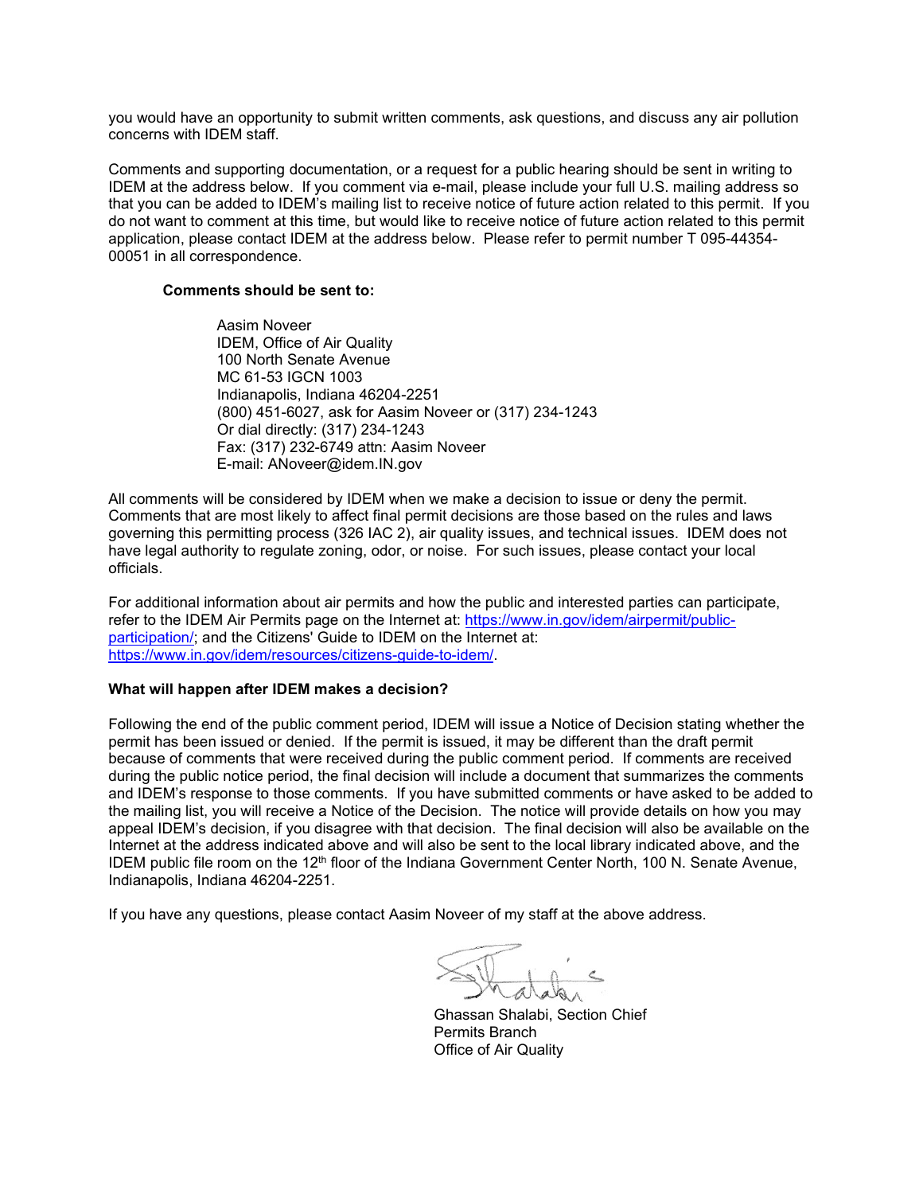you would have an opportunity to submit written comments, ask questions, and discuss any air pollution concerns with IDEM staff.

Comments and supporting documentation, or a request for a public hearing should be sent in writing to IDEM at the address below. If you comment via e-mail, please include your full U.S. mailing address so that you can be added to IDEM's mailing list to receive notice of future action related to this permit. If you do not want to comment at this time, but would like to receive notice of future action related to this permit application, please contact IDEM at the address below. Please refer to permit number T 095-44354-00051 in all correspondence.

**Comments should be sent to:**

Aasim Noveer
IDEM, Office of Air Quality
100 North Senate Avenue
MC 61-53 IGCN 1003
Indianapolis, Indiana 46204-2251
(800) 451-6027, ask for Aasim Noveer or (317) 234-1243
Or dial directly: (317) 234-1243
Fax: (317) 232-6749 attn: Aasim Noveer
E-mail: ANoveer@idem.IN.gov

All comments will be considered by IDEM when we make a decision to issue or deny the permit. Comments that are most likely to affect final permit decisions are those based on the rules and laws governing this permitting process (326 IAC 2), air quality issues, and technical issues. IDEM does not have legal authority to regulate zoning, odor, or noise. For such issues, please contact your local officials.

For additional information about air permits and how the public and interested parties can participate, refer to the IDEM Air Permits page on the Internet at: https://www.in.gov/idem/airpermit/public-participation/; and the Citizens' Guide to IDEM on the Internet at: https://www.in.gov/idem/resources/citizens-guide-to-idem/.

**What will happen after IDEM makes a decision?**

Following the end of the public comment period, IDEM will issue a Notice of Decision stating whether the permit has been issued or denied. If the permit is issued, it may be different than the draft permit because of comments that were received during the public comment period. If comments are received during the public notice period, the final decision will include a document that summarizes the comments and IDEM's response to those comments. If you have submitted comments or have asked to be added to the mailing list, you will receive a Notice of the Decision. The notice will provide details on how you may appeal IDEM's decision, if you disagree with that decision. The final decision will also be available on the Internet at the address indicated above and will also be sent to the local library indicated above, and the IDEM public file room on the 12th floor of the Indiana Government Center North, 100 N. Senate Avenue, Indianapolis, Indiana 46204-2251.

If you have any questions, please contact Aasim Noveer of my staff at the above address.

Ghassan Shalabi, Section Chief
Permits Branch
Office of Air Quality